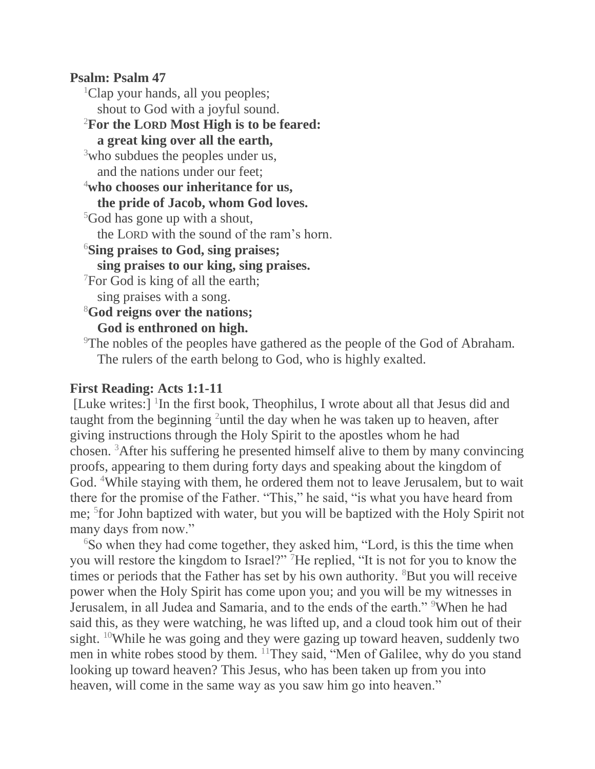**Psalm: Psalm 47**

[1]Clap your hands, all you peoples;
shout to God with a joyful sound.

[2]**For the LORD Most High is to be feared:**
**a great king over all the earth,**

[3]who subdues the peoples under us,
and the nations under our feet;

[4]**who chooses our inheritance for us,**
**the pride of Jacob, whom God loves.**

[5]God has gone up with a shout,
the LORD with the sound of the ram's horn.

[6]**Sing praises to God, sing praises;**
**sing praises to our king, sing praises.**

[7]For God is king of all the earth;
sing praises with a song.

[8]**God reigns over the nations;**
**God is enthroned on high.**

[9]The nobles of the peoples have gathered as the people of the God of Abraham.
The rulers of the earth belong to God, who is highly exalted.

**First Reading: Acts 1:1-11**

[Luke writes:] [1]In the first book, Theophilus, I wrote about all that Jesus did and taught from the beginning [2]until the day when he was taken up to heaven, after giving instructions through the Holy Spirit to the apostles whom he had chosen. [3]After his suffering he presented himself alive to them by many convincing proofs, appearing to them during forty days and speaking about the kingdom of God. [4]While staying with them, he ordered them not to leave Jerusalem, but to wait there for the promise of the Father. "This," he said, "is what you have heard from me; [5]for John baptized with water, but you will be baptized with the Holy Spirit not many days from now."

[6]So when they had come together, they asked him, "Lord, is this the time when you will restore the kingdom to Israel?" [7]He replied, "It is not for you to know the times or periods that the Father has set by his own authority. [8]But you will receive power when the Holy Spirit has come upon you; and you will be my witnesses in Jerusalem, in all Judea and Samaria, and to the ends of the earth." [9]When he had said this, as they were watching, he was lifted up, and a cloud took him out of their sight. [10]While he was going and they were gazing up toward heaven, suddenly two men in white robes stood by them. [11]They said, "Men of Galilee, why do you stand looking up toward heaven? This Jesus, who has been taken up from you into heaven, will come in the same way as you saw him go into heaven."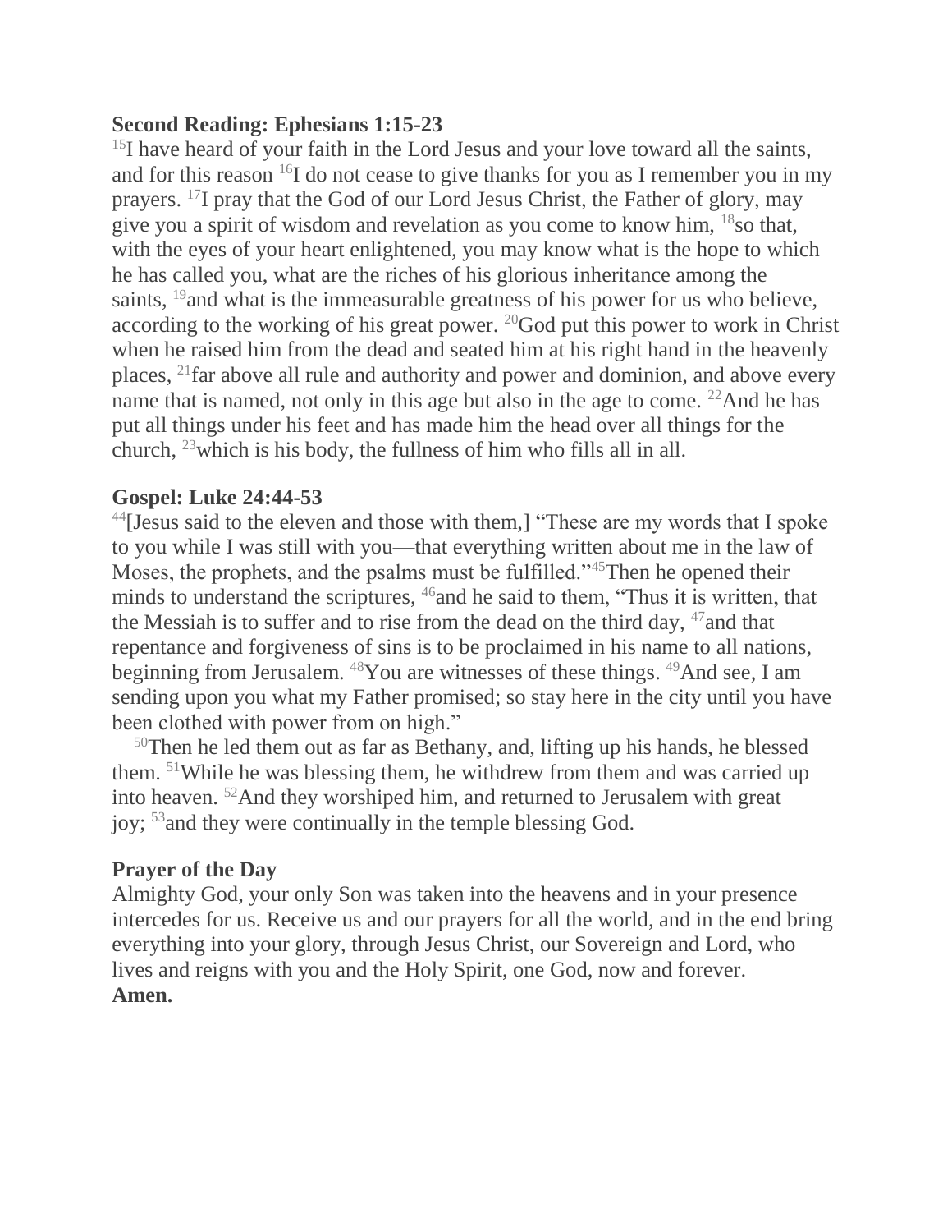**Second Reading: Ephesians 1:15-23**

[15]I have heard of your faith in the Lord Jesus and your love toward all the saints, and for this reason [16]I do not cease to give thanks for you as I remember you in my prayers. [17]I pray that the God of our Lord Jesus Christ, the Father of glory, may give you a spirit of wisdom and revelation as you come to know him, [18]so that, with the eyes of your heart enlightened, you may know what is the hope to which he has called you, what are the riches of his glorious inheritance among the saints, [19]and what is the immeasurable greatness of his power for us who believe, according to the working of his great power. [20]God put this power to work in Christ when he raised him from the dead and seated him at his right hand in the heavenly places, [21]far above all rule and authority and power and dominion, and above every name that is named, not only in this age but also in the age to come. [22]And he has put all things under his feet and has made him the head over all things for the church, [23]which is his body, the fullness of him who fills all in all.

**Gospel: Luke 24:44-53**

[44][Jesus said to the eleven and those with them,] "These are my words that I spoke to you while I was still with you—that everything written about me in the law of Moses, the prophets, and the psalms must be fulfilled."[45]Then he opened their minds to understand the scriptures, [46]and he said to them, "Thus it is written, that the Messiah is to suffer and to rise from the dead on the third day, [47]and that repentance and forgiveness of sins is to be proclaimed in his name to all nations, beginning from Jerusalem. [48]You are witnesses of these things. [49]And see, I am sending upon you what my Father promised; so stay here in the city until you have been clothed with power from on high."

[50]Then he led them out as far as Bethany, and, lifting up his hands, he blessed them. [51]While he was blessing them, he withdrew from them and was carried up into heaven. [52]And they worshiped him, and returned to Jerusalem with great joy; [53]and they were continually in the temple blessing God.

**Prayer of the Day**

Almighty God, your only Son was taken into the heavens and in your presence intercedes for us. Receive us and our prayers for all the world, and in the end bring everything into your glory, through Jesus Christ, our Sovereign and Lord, who lives and reigns with you and the Holy Spirit, one God, now and forever.
**Amen.**